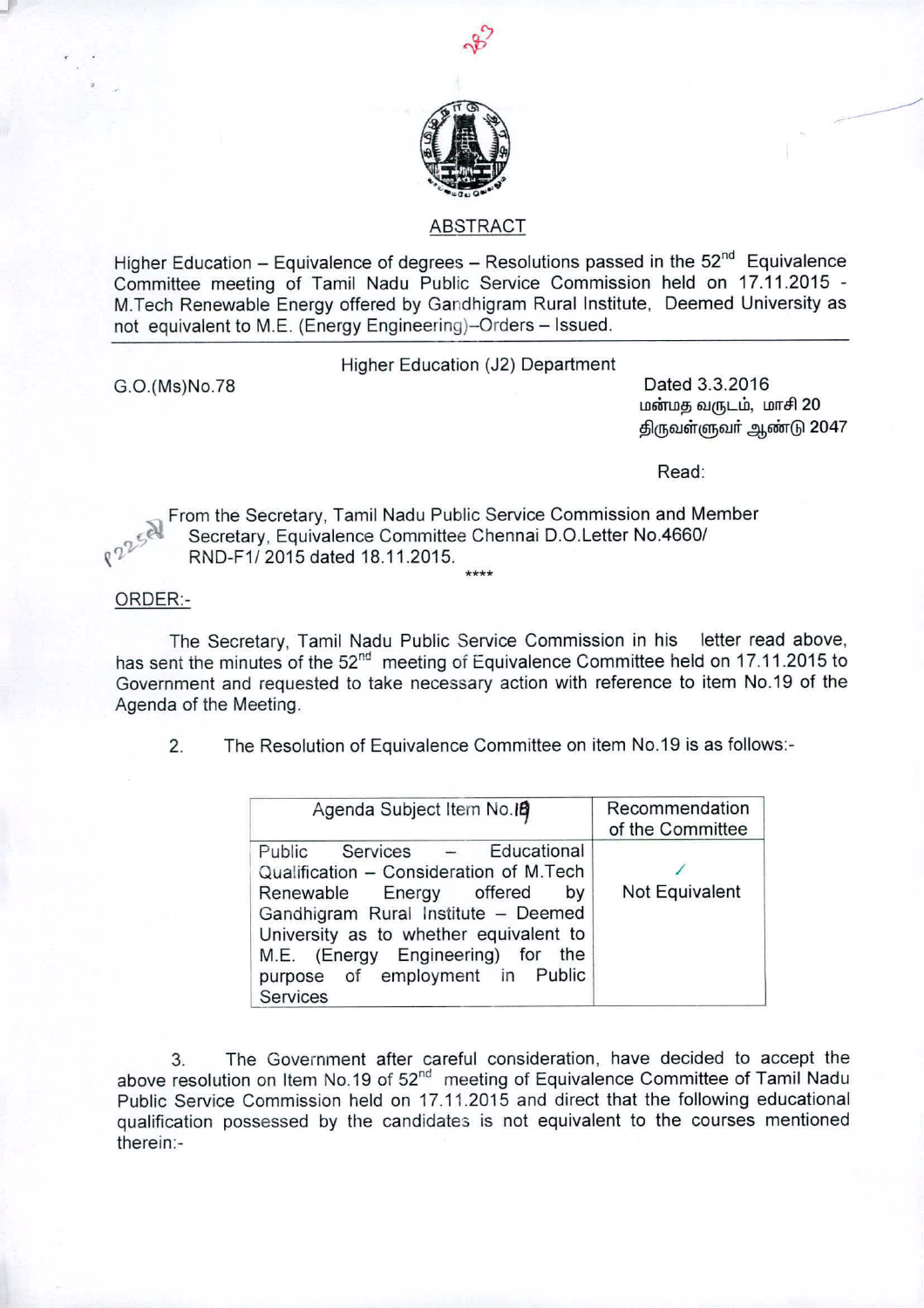## ABSTRACT

Higher Education – Equivalence of degrees – Resolutions passed in the 52nd Equivalence Committee meeting of Tamil Nadu Public Service Commission held on 17.11.2015 - M.Tech Renewable Energy offered by Gandhigram Rural Institute, Deemed University as not equivalent to M.E. (Energy Engineering)–Orders – Issued.

---

Higher Education (J2) Department

G.O.(Ms)No.78

Dated 3.3.2016
மன்மத வருடம், மாசி 20
திருவள்ளுவர் ஆண்டு 2047

Read:

From the Secretary, Tamil Nadu Public Service Commission and Member Secretary, Equivalence Committee Chennai D.O.Letter No.4660/ RND-F1/ 2015 dated 18.11.2015.

\*\*\*\*

ORDER:-

The Secretary, Tamil Nadu Public Service Commission in his letter read above, has sent the minutes of the 52nd meeting of Equivalence Committee held on 17.11.2015 to Government and requested to take necessary action with reference to item No.19 of the Agenda of the Meeting.

2. The Resolution of Equivalence Committee on item No.19 is as follows:-

| Agenda Subject Item No.19 | Recommendation of the Committee |
|---|---|
| Public Services – Educational Qualification – Consideration of M.Tech Renewable Energy offered by Gandhigram Rural Institute – Deemed University as to whether equivalent to M.E. (Energy Engineering) for the purpose of employment in Public Services | Not Equivalent |

3. The Government after careful consideration, have decided to accept the above resolution on Item No.19 of 52nd meeting of Equivalence Committee of Tamil Nadu Public Service Commission held on 17.11.2015 and direct that the following educational qualification possessed by the candidates is not equivalent to the courses mentioned therein:-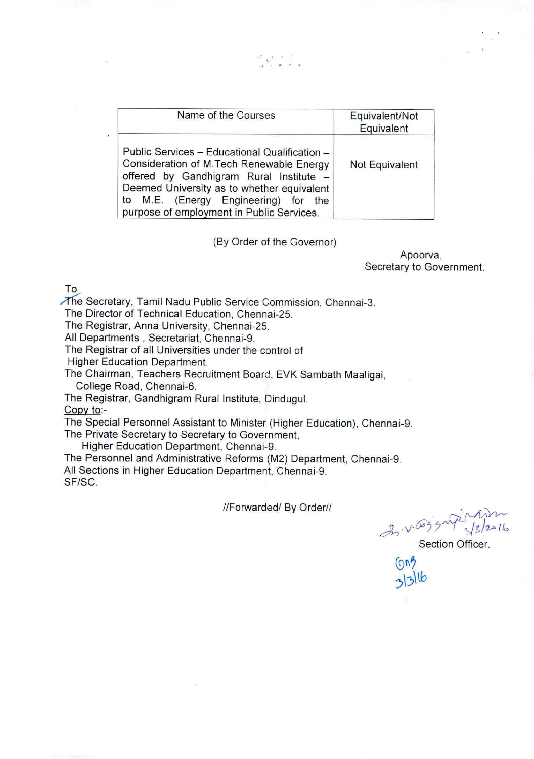| Name of the Courses | Equivalent/Not Equivalent |
| --- | --- |
| Public Services – Educational Qualification – Consideration of M.Tech Renewable Energy offered by Gandhigram Rural Institute – Deemed University as to whether equivalent to M.E. (Energy Engineering) for the purpose of employment in Public Services. | Not Equivalent |

(By Order of the Governor)

Apoorva,
Secretary to Government.

To
The Secretary, Tamil Nadu Public Service Commission, Chennai-3.
The Director of Technical Education, Chennai-25.
The Registrar, Anna University, Chennai-25.
All Departments , Secretariat, Chennai-9.
The Registrar of all Universities under the control of
Higher Education Department.
The Chairman, Teachers Recruitment Board, EVK Sambath Maaligai,
College Road, Chennai-6.
The Registrar, Gandhigram Rural Institute, Dindugul.

Copy to:-
The Special Personnel Assistant to Minister (Higher Education), Chennai-9.
The Private Secretary to Secretary to Government,
Higher Education Department, Chennai-9.
The Personnel and Administrative Reforms (M2) Department, Chennai-9.
All Sections in Higher Education Department, Chennai-9.
SF/SC.

//Forwarded/ By Order//

Section Officer.